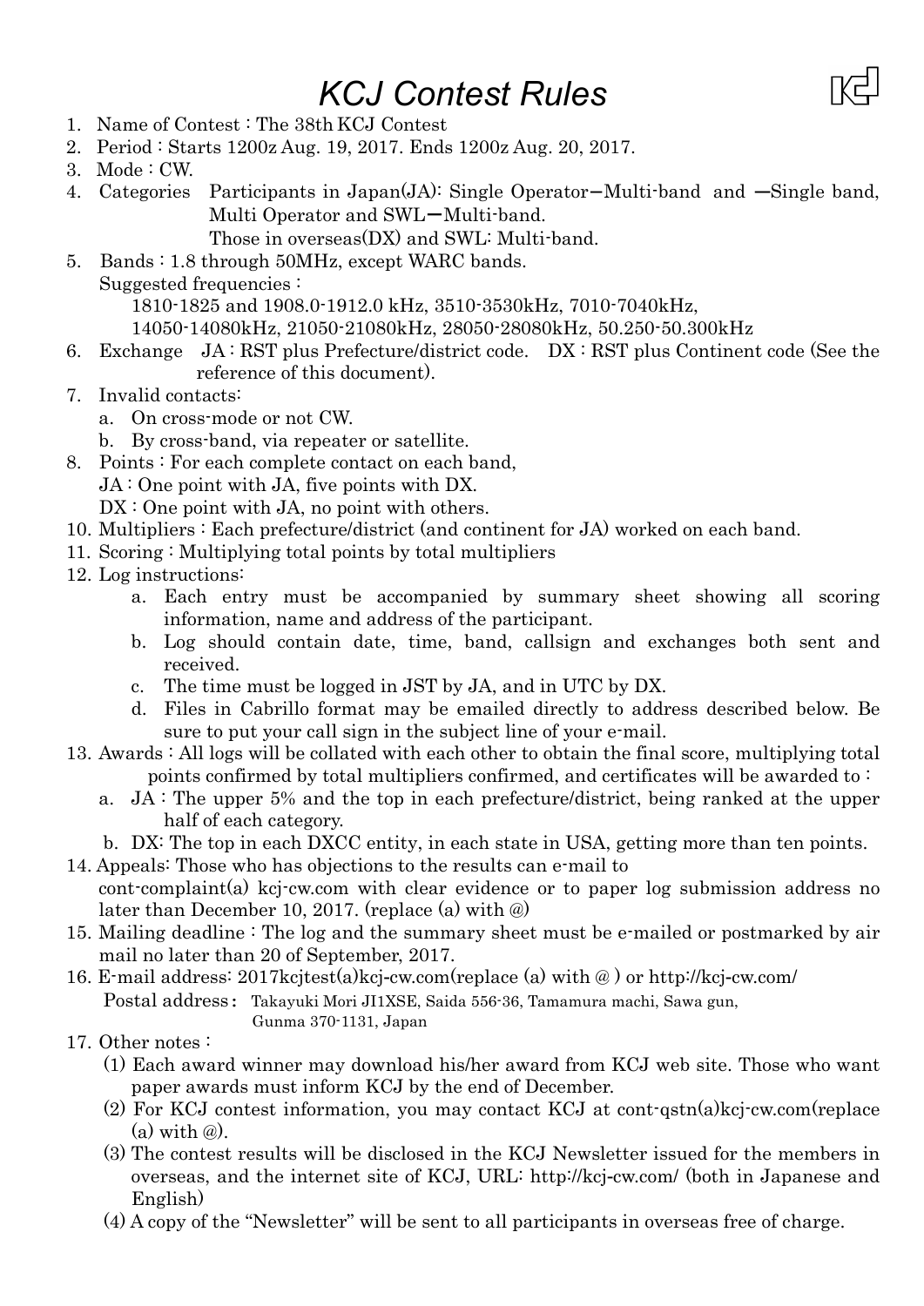# *KCJ Contest Rules*

1. Name of Contest : The 38th KCJ Contest
2. Period : Starts 1200z Aug. 19, 2017. Ends 1200z Aug. 20, 2017.
3. Mode : CW.
4. Categories Participants in Japan(JA): Single Operator−Multi-band and −Single band, Multi Operator and SWL−Multi-band.
   Those in overseas(DX) and SWL: Multi-band.
5. Bands : 1.8 through 50MHz, except WARC bands.
   Suggested frequencies :
   1810-1825 and 1908.0-1912.0 kHz, 3510-3530kHz, 7010-7040kHz,
   14050-14080kHz, 21050-21080kHz, 28050-28080kHz, 50.250-50.300kHz
6. Exchange JA : RST plus Prefecture/district code. DX : RST plus Continent code (See the reference of this document).
7. Invalid contacts:
   a. On cross-mode or not CW.
   b. By cross-band, via repeater or satellite.
8. Points : For each complete contact on each band,
   JA : One point with JA, five points with DX.
   DX : One point with JA, no point with others.
10. Multipliers : Each prefecture/district (and continent for JA) worked on each band.
11. Scoring : Multiplying total points by total multipliers
12. Log instructions:
    a. Each entry must be accompanied by summary sheet showing all scoring information, name and address of the participant.
    b. Log should contain date, time, band, callsign and exchanges both sent and received.
    c. The time must be logged in JST by JA, and in UTC by DX.
    d. Files in Cabrillo format may be emailed directly to address described below. Be sure to put your call sign in the subject line of your e-mail.
13. Awards : All logs will be collated with each other to obtain the final score, multiplying total points confirmed by total multipliers confirmed, and certificates will be awarded to :
    a. JA : The upper 5% and the top in each prefecture/district, being ranked at the upper half of each category.
    b. DX: The top in each DXCC entity, in each state in USA, getting more than ten points.
14. Appeals: Those who has objections to the results can e-mail to cont-complaint(a) kcj-cw.com with clear evidence or to paper log submission address no later than December 10, 2017. (replace (a) with @)
15. Mailing deadline : The log and the summary sheet must be e-mailed or postmarked by air mail no later than 20 of September, 2017.
16. E-mail address: 2017kcjtest(a)kcj-cw.com(replace (a) with @ ) or http://kcj-cw.com/
    Postal address : Takayuki Mori JI1XSE, Saida 556-36, Tamamura machi, Sawa gun, Gunma 370-1131, Japan
17. Other notes :
    (1) Each award winner may download his/her award from KCJ web site. Those who want paper awards must inform KCJ by the end of December.
    (2) For KCJ contest information, you may contact KCJ at cont-qstn(a)kcj-cw.com(replace (a) with @).
    (3) The contest results will be disclosed in the KCJ Newsletter issued for the members in overseas, and the internet site of KCJ, URL: http://kcj-cw.com/ (both in Japanese and English)
    (4) A copy of the "Newsletter" will be sent to all participants in overseas free of charge.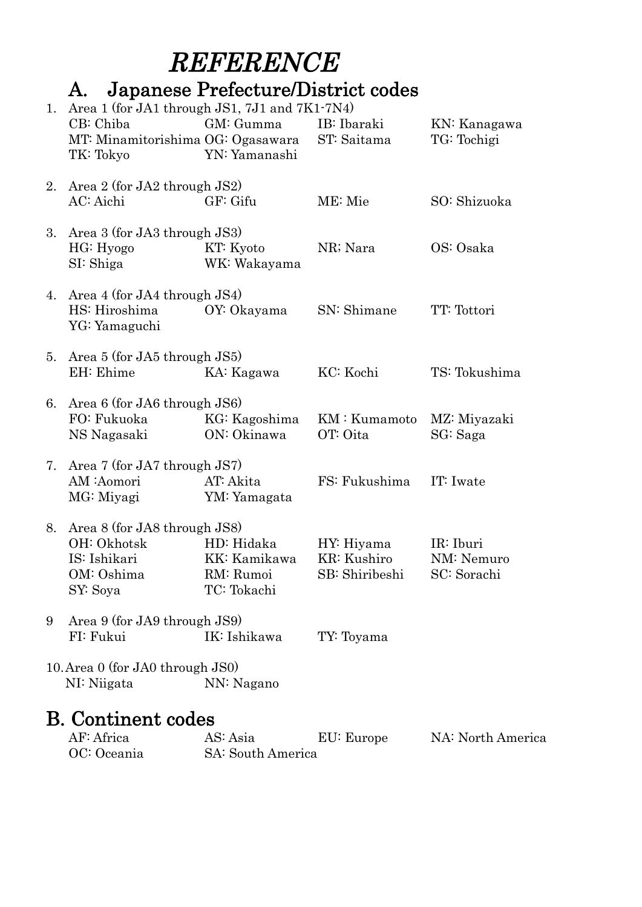# *REFERENCE*

## A. Japanese Prefecture/District codes

1. Area 1 (for JA1 through JS1, 7J1 and 7K1-7N4)

| | | | |
|---|---|---|---|
| CB: Chiba | GM: Gumma | IB: Ibaraki | KN: Kanagawa |
| MT: Minamitorishima | OG: Ogasawara | ST: Saitama | TG: Tochigi |
| TK: Tokyo | YN: Yamanashi | | |

2. Area 2 (for JA2 through JS2)

| | | | |
|---|---|---|---|
| AC: Aichi | GF: Gifu | ME: Mie | SO: Shizuoka |

3. Area 3 (for JA3 through JS3)

| | | | |
|---|---|---|---|
| HG: Hyogo | KT: Kyoto | NR: Nara | OS: Osaka |
| SI: Shiga | WK: Wakayama | | |

4. Area 4 (for JA4 through JS4)

| | | | |
|---|---|---|---|
| HS: Hiroshima | OY: Okayama | SN: Shimane | TT: Tottori |
| YG: Yamaguchi | | | |

5. Area 5 (for JA5 through JS5)

| | | | |
|---|---|---|---|
| EH: Ehime | KA: Kagawa | KC: Kochi | TS: Tokushima |

6. Area 6 (for JA6 through JS6)

| | | | |
|---|---|---|---|
| FO: Fukuoka | KG: Kagoshima | KM : Kumamoto | MZ: Miyazaki |
| NS Nagasaki | ON: Okinawa | OT: Oita | SG: Saga |

7. Area 7 (for JA7 through JS7)

| | | | |
|---|---|---|---|
| AM :Aomori | AT: Akita | FS: Fukushima | IT: Iwate |
| MG: Miyagi | YM: Yamagata | | |

8. Area 8 (for JA8 through JS8)

| | | | |
|---|---|---|---|
| OH: Okhotsk | HD: Hidaka | HY: Hiyama | IR: Iburi |
| IS: Ishikari | KK: Kamikawa | KR: Kushiro | NM: Nemuro |
| OM: Oshima | RM: Rumoi | SB: Shiribeshi | SC: Sorachi |
| SY: Soya | TC: Tokachi | | |

9. Area 9 (for JA9 through JS9)

| | | |
|---|---|---|
| FI: Fukui | IK: Ishikawa | TY: Toyama |

10. Area 0 (for JA0 through JS0)

| | |
|---|---|
| NI: Niigata | NN: Nagano |

## B. Continent codes

| | | | |
|---|---|---|---|
| AF: Africa | AS: Asia | EU: Europe | NA: North America |
| OC: Oceania | SA: South America | | |